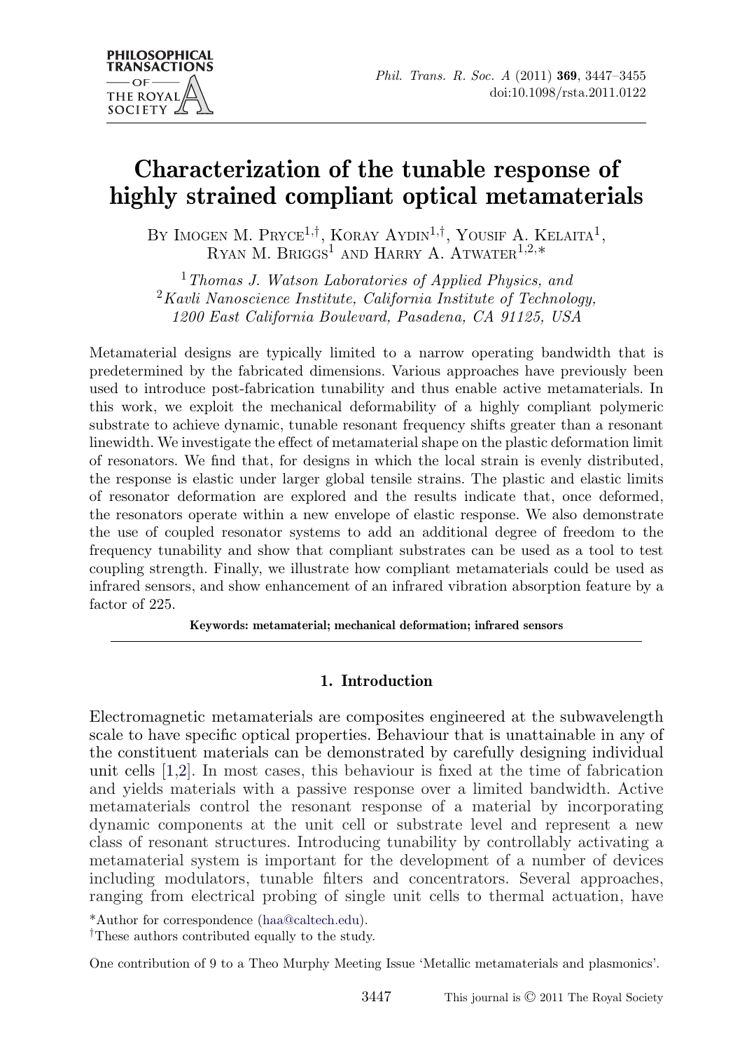# Characterization of the tunable response of highly strained compliant optical metamaterials

By Imogen M. Pryce[1,†], Koray Aydin[1,†], Yousif A. Kelaita[1], Ryan M. Briggs[1] and Harry A. Atwater[1,2,*]

[1] *Thomas J. Watson Laboratories of Applied Physics, and*
[2] *Kavli Nanoscience Institute, California Institute of Technology, 1200 East California Boulevard, Pasadena, CA 91125, USA*

Metamaterial designs are typically limited to a narrow operating bandwidth that is predetermined by the fabricated dimensions. Various approaches have previously been used to introduce post-fabrication tunability and thus enable active metamaterials. In this work, we exploit the mechanical deformability of a highly compliant polymeric substrate to achieve dynamic, tunable resonant frequency shifts greater than a resonant linewidth. We investigate the effect of metamaterial shape on the plastic deformation limit of resonators. We find that, for designs in which the local strain is evenly distributed, the response is elastic under larger global tensile strains. The plastic and elastic limits of resonator deformation are explored and the results indicate that, once deformed, the resonators operate within a new envelope of elastic response. We also demonstrate the use of coupled resonator systems to add an additional degree of freedom to the frequency tunability and show that compliant substrates can be used as a tool to test coupling strength. Finally, we illustrate how compliant metamaterials could be used as infrared sensors, and show enhancement of an infrared vibration absorption feature by a factor of 225.

**Keywords: metamaterial; mechanical deformation; infrared sensors**

## 1. Introduction

Electromagnetic metamaterials are composites engineered at the subwavelength scale to have specific optical properties. Behaviour that is unattainable in any of the constituent materials can be demonstrated by carefully designing individual unit cells [1,2]. In most cases, this behaviour is fixed at the time of fabrication and yields materials with a passive response over a limited bandwidth. Active metamaterials control the resonant response of a material by incorporating dynamic components at the unit cell or substrate level and represent a new class of resonant structures. Introducing tunability by controllably activating a metamaterial system is important for the development of a number of devices including modulators, tunable filters and concentrators. Several approaches, ranging from electrical probing of single unit cells to thermal actuation, have

*Author for correspondence (haa@caltech.edu).
†These authors contributed equally to the study.

One contribution of 9 to a Theo Murphy Meeting Issue 'Metallic metamaterials and plasmonics'.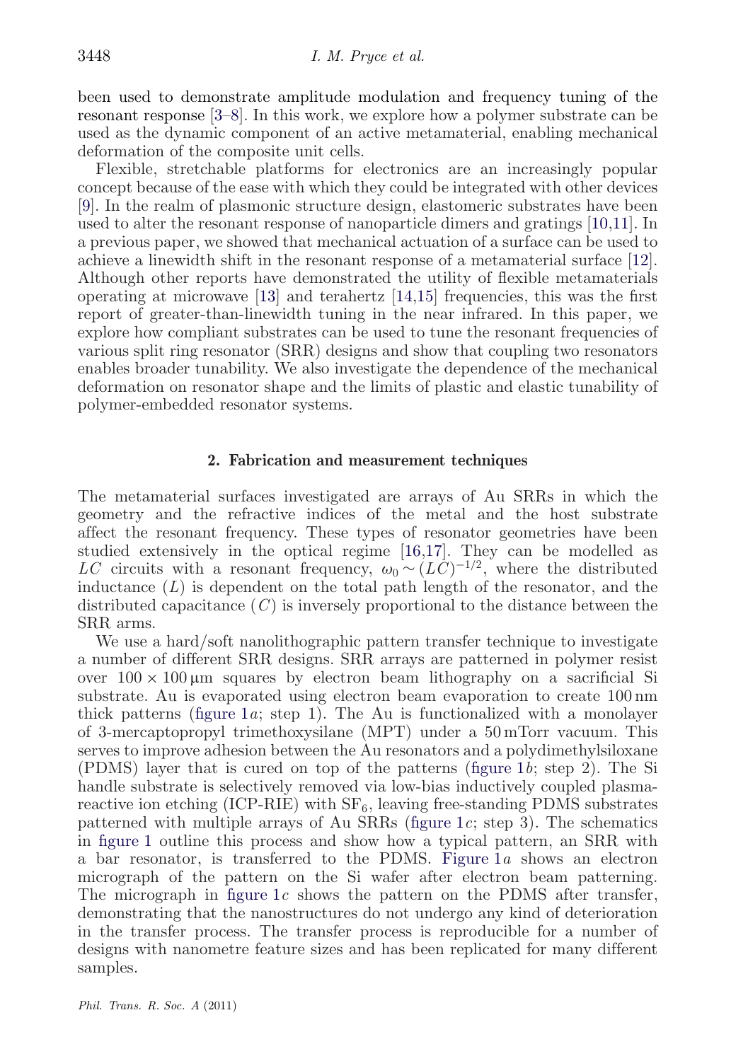been used to demonstrate amplitude modulation and frequency tuning of the resonant response [3–8]. In this work, we explore how a polymer substrate can be used as the dynamic component of an active metamaterial, enabling mechanical deformation of the composite unit cells.

Flexible, stretchable platforms for electronics are an increasingly popular concept because of the ease with which they could be integrated with other devices [9]. In the realm of plasmonic structure design, elastomeric substrates have been used to alter the resonant response of nanoparticle dimers and gratings [10,11]. In a previous paper, we showed that mechanical actuation of a surface can be used to achieve a linewidth shift in the resonant response of a metamaterial surface [12]. Although other reports have demonstrated the utility of flexible metamaterials operating at microwave [13] and terahertz [14,15] frequencies, this was the first report of greater-than-linewidth tuning in the near infrared. In this paper, we explore how compliant substrates can be used to tune the resonant frequencies of various split ring resonator (SRR) designs and show that coupling two resonators enables broader tunability. We also investigate the dependence of the mechanical deformation on resonator shape and the limits of plastic and elastic tunability of polymer-embedded resonator systems.

## 2. Fabrication and measurement techniques

The metamaterial surfaces investigated are arrays of Au SRRs in which the geometry and the refractive indices of the metal and the host substrate affect the resonant frequency. These types of resonator geometries have been studied extensively in the optical regime [16,17]. They can be modelled as $LC$ circuits with a resonant frequency, $\omega_0 \sim (LC)^{-1/2}$, where the distributed inductance ($L$) is dependent on the total path length of the resonator, and the distributed capacitance ($C$) is inversely proportional to the distance between the SRR arms.

We use a hard/soft nanolithographic pattern transfer technique to investigate a number of different SRR designs. SRR arrays are patterned in polymer resist over $100 \times 100\,\mu\text{m}$ squares by electron beam lithography on a sacrificial Si substrate. Au is evaporated using electron beam evaporation to create 100 nm thick patterns (figure 1*a*; step 1). The Au is functionalized with a monolayer of 3-mercaptopropyl trimethoxysilane (MPT) under a 50 mTorr vacuum. This serves to improve adhesion between the Au resonators and a polydimethylsiloxane (PDMS) layer that is cured on top of the patterns (figure 1*b*; step 2). The Si handle substrate is selectively removed via low-bias inductively coupled plasma-reactive ion etching (ICP-RIE) with $SF_6$, leaving free-standing PDMS substrates patterned with multiple arrays of Au SRRs (figure 1*c*; step 3). The schematics in figure 1 outline this process and show how a typical pattern, an SRR with a bar resonator, is transferred to the PDMS. Figure 1*a* shows an electron micrograph of the pattern on the Si wafer after electron beam patterning. The micrograph in figure 1*c* shows the pattern on the PDMS after transfer, demonstrating that the nanostructures do not undergo any kind of deterioration in the transfer process. The transfer process is reproducible for a number of designs with nanometre feature sizes and has been replicated for many different samples.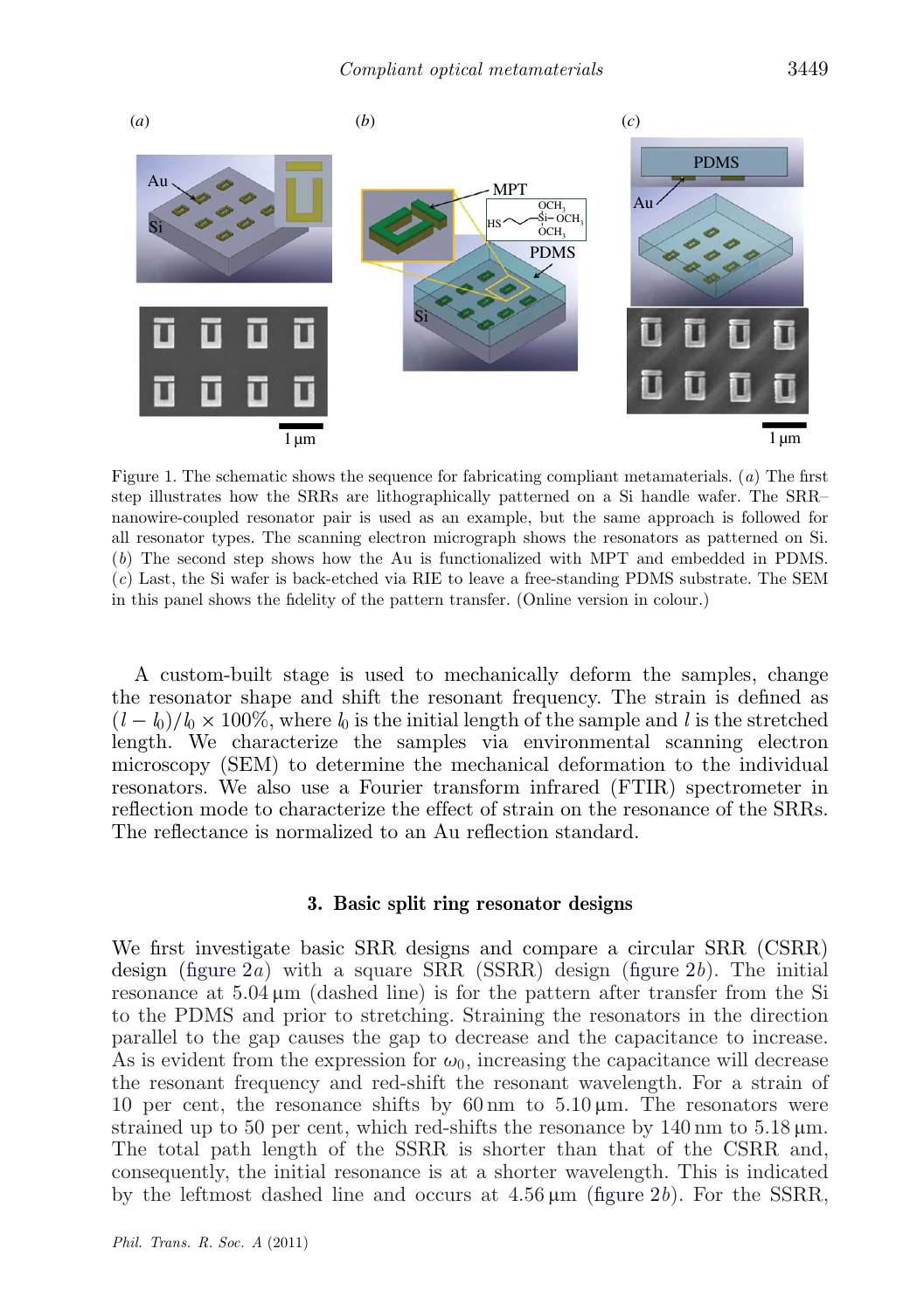Figure 1. The schematic shows the sequence for fabricating compliant metamaterials. (*a*) The first step illustrates how the SRRs are lithographically patterned on a Si handle wafer. The SRR–nanowire-coupled resonator pair is used as an example, but the same approach is followed for all resonator types. The scanning electron micrograph shows the resonators as patterned on Si. (*b*) The second step shows how the Au is functionalized with MPT and embedded in PDMS. (*c*) Last, the Si wafer is back-etched via RIE to leave a free-standing PDMS substrate. The SEM in this panel shows the fidelity of the pattern transfer. (Online version in colour.)

A custom-built stage is used to mechanically deform the samples, change the resonator shape and shift the resonant frequency. The strain is defined as $(l - l_0)/l_0 \times 100\%$, where $l_0$ is the initial length of the sample and $l$ is the stretched length. We characterize the samples via environmental scanning electron microscopy (SEM) to determine the mechanical deformation to the individual resonators. We also use a Fourier transform infrared (FTIR) spectrometer in reflection mode to characterize the effect of strain on the resonance of the SRRs. The reflectance is normalized to an Au reflection standard.

## 3. Basic split ring resonator designs

We first investigate basic SRR designs and compare a circular SRR (CSRR) design (figure 2*a*) with a square SRR (SSRR) design (figure 2*b*). The initial resonance at 5.04 μm (dashed line) is for the pattern after transfer from the Si to the PDMS and prior to stretching. Straining the resonators in the direction parallel to the gap causes the gap to decrease and the capacitance to increase. As is evident from the expression for $\omega_0$, increasing the capacitance will decrease the resonant frequency and red-shift the resonant wavelength. For a strain of 10 per cent, the resonance shifts by 60 nm to 5.10 μm. The resonators were strained up to 50 per cent, which red-shifts the resonance by 140 nm to 5.18 μm. The total path length of the SSRR is shorter than that of the CSRR and, consequently, the initial resonance is at a shorter wavelength. This is indicated by the leftmost dashed line and occurs at 4.56 μm (figure 2*b*). For the SSRR,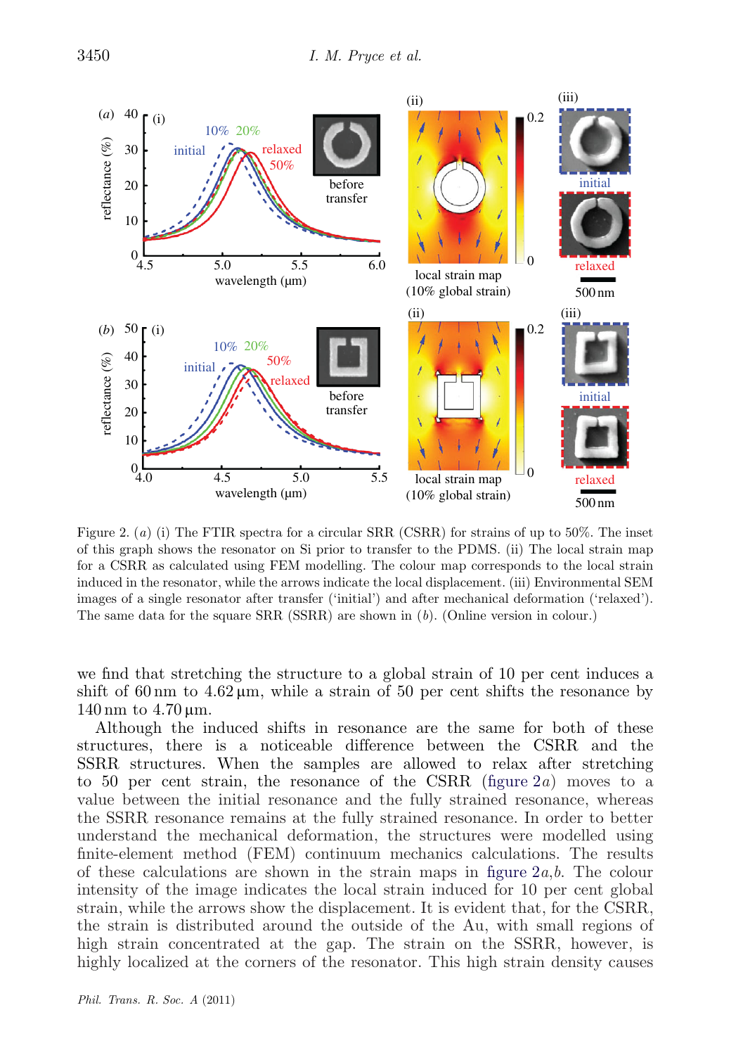Figure 2. (*a*) (i) The FTIR spectra for a circular SRR (CSRR) for strains of up to 50%. The inset of this graph shows the resonator on Si prior to transfer to the PDMS. (ii) The local strain map for a CSRR as calculated using FEM modelling. The colour map corresponds to the local strain induced in the resonator, while the arrows indicate the local displacement. (iii) Environmental SEM images of a single resonator after transfer ('initial') and after mechanical deformation ('relaxed'). The same data for the square SRR (SSRR) are shown in (*b*). (Online version in colour.)

we find that stretching the structure to a global strain of 10 per cent induces a shift of 60 nm to 4.62 μm, while a strain of 50 per cent shifts the resonance by 140 nm to 4.70 μm.

Although the induced shifts in resonance are the same for both of these structures, there is a noticeable difference between the CSRR and the SSRR structures. When the samples are allowed to relax after stretching to 50 per cent strain, the resonance of the CSRR (figure 2*a*) moves to a value between the initial resonance and the fully strained resonance, whereas the SSRR resonance remains at the fully strained resonance. In order to better understand the mechanical deformation, the structures were modelled using finite-element method (FEM) continuum mechanics calculations. The results of these calculations are shown in the strain maps in figure 2*a*,*b*. The colour intensity of the image indicates the local strain induced for 10 per cent global strain, while the arrows show the displacement. It is evident that, for the CSRR, the strain is distributed around the outside of the Au, with small regions of high strain concentrated at the gap. The strain on the SSRR, however, is highly localized at the corners of the resonator. This high strain density causes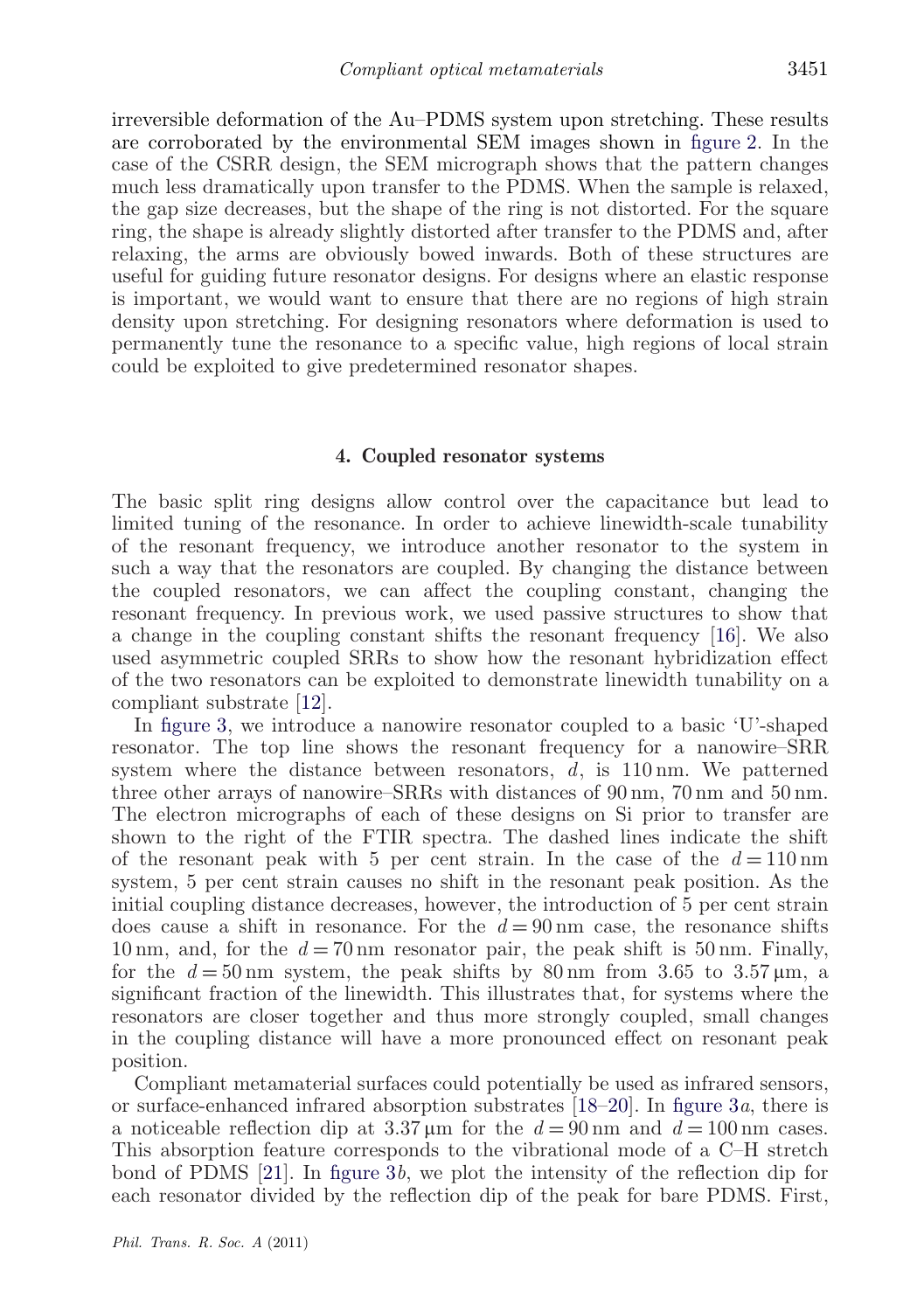irreversible deformation of the Au–PDMS system upon stretching. These results are corroborated by the environmental SEM images shown in figure 2. In the case of the CSRR design, the SEM micrograph shows that the pattern changes much less dramatically upon transfer to the PDMS. When the sample is relaxed, the gap size decreases, but the shape of the ring is not distorted. For the square ring, the shape is already slightly distorted after transfer to the PDMS and, after relaxing, the arms are obviously bowed inwards. Both of these structures are useful for guiding future resonator designs. For designs where an elastic response is important, we would want to ensure that there are no regions of high strain density upon stretching. For designing resonators where deformation is used to permanently tune the resonance to a specific value, high regions of local strain could be exploited to give predetermined resonator shapes.

## 4. Coupled resonator systems

The basic split ring designs allow control over the capacitance but lead to limited tuning of the resonance. In order to achieve linewidth-scale tunability of the resonant frequency, we introduce another resonator to the system in such a way that the resonators are coupled. By changing the distance between the coupled resonators, we can affect the coupling constant, changing the resonant frequency. In previous work, we used passive structures to show that a change in the coupling constant shifts the resonant frequency [16]. We also used asymmetric coupled SRRs to show how the resonant hybridization effect of the two resonators can be exploited to demonstrate linewidth tunability on a compliant substrate [12].

In figure 3, we introduce a nanowire resonator coupled to a basic 'U'-shaped resonator. The top line shows the resonant frequency for a nanowire–SRR system where the distance between resonators, $d$, is 110 nm. We patterned three other arrays of nanowire–SRRs with distances of 90 nm, 70 nm and 50 nm. The electron micrographs of each of these designs on Si prior to transfer are shown to the right of the FTIR spectra. The dashed lines indicate the shift of the resonant peak with 5 per cent strain. In the case of the $d = 110$ nm system, 5 per cent strain causes no shift in the resonant peak position. As the initial coupling distance decreases, however, the introduction of 5 per cent strain does cause a shift in resonance. For the $d = 90$ nm case, the resonance shifts 10 nm, and, for the $d = 70$ nm resonator pair, the peak shift is 50 nm. Finally, for the $d = 50$ nm system, the peak shifts by 80 nm from 3.65 to 3.57 μm, a significant fraction of the linewidth. This illustrates that, for systems where the resonators are closer together and thus more strongly coupled, small changes in the coupling distance will have a more pronounced effect on resonant peak position.

Compliant metamaterial surfaces could potentially be used as infrared sensors, or surface-enhanced infrared absorption substrates [18–20]. In figure 3*a*, there is a noticeable reflection dip at 3.37 μm for the $d = 90$ nm and $d = 100$ nm cases. This absorption feature corresponds to the vibrational mode of a C–H stretch bond of PDMS [21]. In figure 3*b*, we plot the intensity of the reflection dip for each resonator divided by the reflection dip of the peak for bare PDMS. First,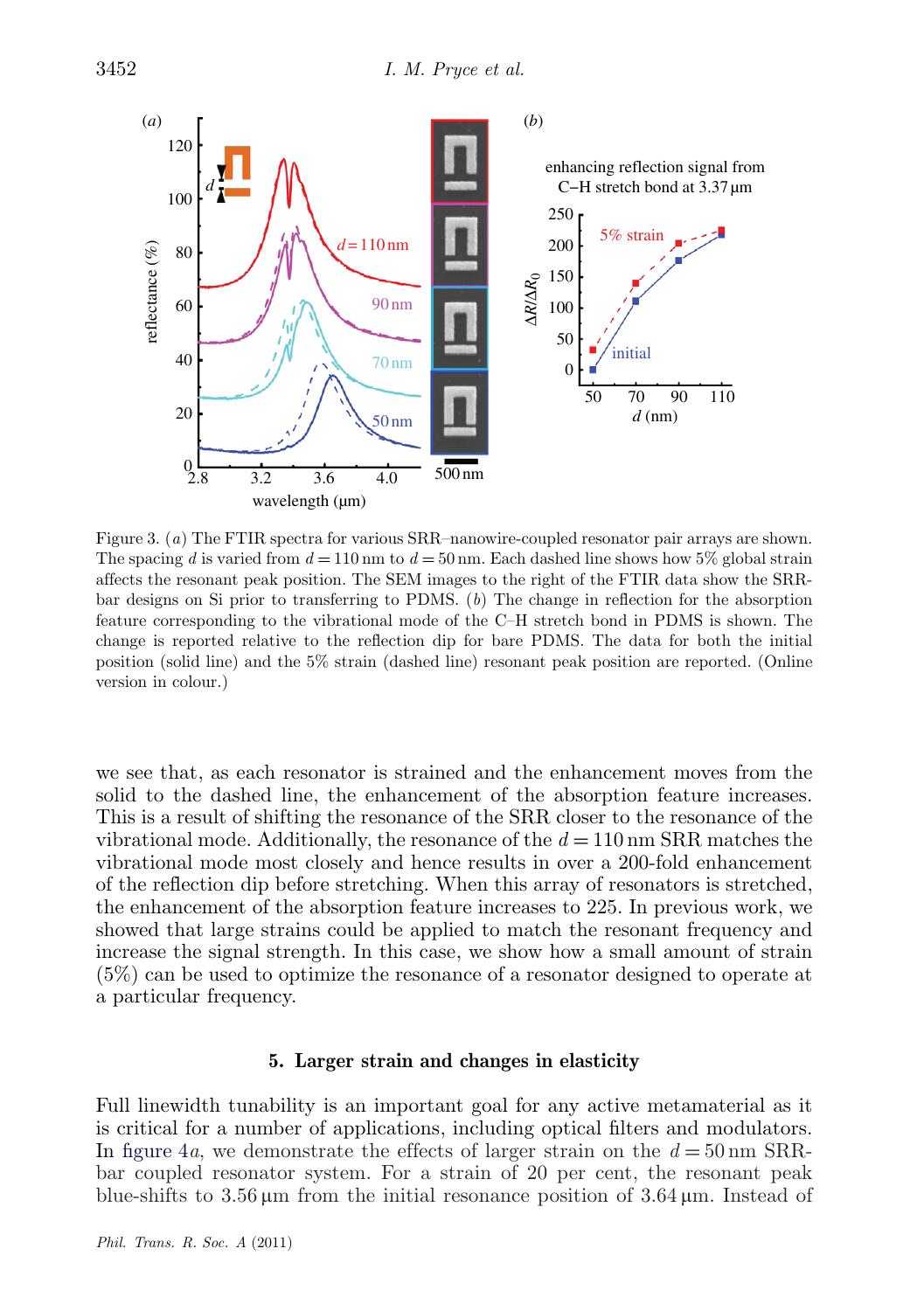Figure 3. (*a*) The FTIR spectra for various SRR–nanowire-coupled resonator pair arrays are shown. The spacing $d$ is varied from $d = 110$ nm to $d = 50$ nm. Each dashed line shows how 5% global strain affects the resonant peak position. The SEM images to the right of the FTIR data show the SRR-bar designs on Si prior to transferring to PDMS. (*b*) The change in reflection for the absorption feature corresponding to the vibrational mode of the C–H stretch bond in PDMS is shown. The change is reported relative to the reflection dip for bare PDMS. The data for both the initial position (solid line) and the 5% strain (dashed line) resonant peak position are reported. (Online version in colour.)

we see that, as each resonator is strained and the enhancement moves from the solid to the dashed line, the enhancement of the absorption feature increases. This is a result of shifting the resonance of the SRR closer to the resonance of the vibrational mode. Additionally, the resonance of the $d = 110$ nm SRR matches the vibrational mode most closely and hence results in over a 200-fold enhancement of the reflection dip before stretching. When this array of resonators is stretched, the enhancement of the absorption feature increases to 225. In previous work, we showed that large strains could be applied to match the resonant frequency and increase the signal strength. In this case, we show how a small amount of strain (5%) can be used to optimize the resonance of a resonator designed to operate at a particular frequency.

## 5. Larger strain and changes in elasticity

Full linewidth tunability is an important goal for any active metamaterial as it is critical for a number of applications, including optical filters and modulators. In figure 4*a*, we demonstrate the effects of larger strain on the $d = 50$ nm SRR-bar coupled resonator system. For a strain of 20 per cent, the resonant peak blue-shifts to 3.56 μm from the initial resonance position of 3.64 μm. Instead of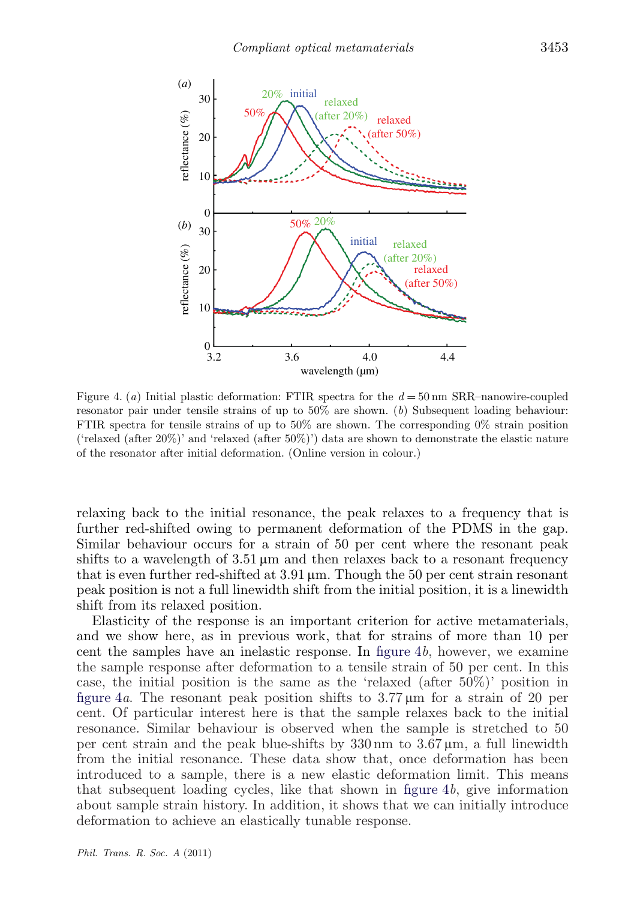Figure 4. (*a*) Initial plastic deformation: FTIR spectra for the $d = 50$ nm SRR–nanowire-coupled resonator pair under tensile strains of up to 50% are shown. (*b*) Subsequent loading behaviour: FTIR spectra for tensile strains of up to 50% are shown. The corresponding 0% strain position ('relaxed (after 20%)' and 'relaxed (after 50%)') data are shown to demonstrate the elastic nature of the resonator after initial deformation. (Online version in colour.)

relaxing back to the initial resonance, the peak relaxes to a frequency that is further red-shifted owing to permanent deformation of the PDMS in the gap. Similar behaviour occurs for a strain of 50 per cent where the resonant peak shifts to a wavelength of 3.51 µm and then relaxes back to a resonant frequency that is even further red-shifted at 3.91 µm. Though the 50 per cent strain resonant peak position is not a full linewidth shift from the initial position, it is a linewidth shift from its relaxed position.

Elasticity of the response is an important criterion for active metamaterials, and we show here, as in previous work, that for strains of more than 10 per cent the samples have an inelastic response. In figure 4*b*, however, we examine the sample response after deformation to a tensile strain of 50 per cent. In this case, the initial position is the same as the 'relaxed (after 50%)' position in figure 4*a*. The resonant peak position shifts to 3.77 µm for a strain of 20 per cent. Of particular interest here is that the sample relaxes back to the initial resonance. Similar behaviour is observed when the sample is stretched to 50 per cent strain and the peak blue-shifts by 330 nm to 3.67 µm, a full linewidth from the initial resonance. These data show that, once deformation has been introduced to a sample, there is a new elastic deformation limit. This means that subsequent loading cycles, like that shown in figure 4*b*, give information about sample strain history. In addition, it shows that we can initially introduce deformation to achieve an elastically tunable response.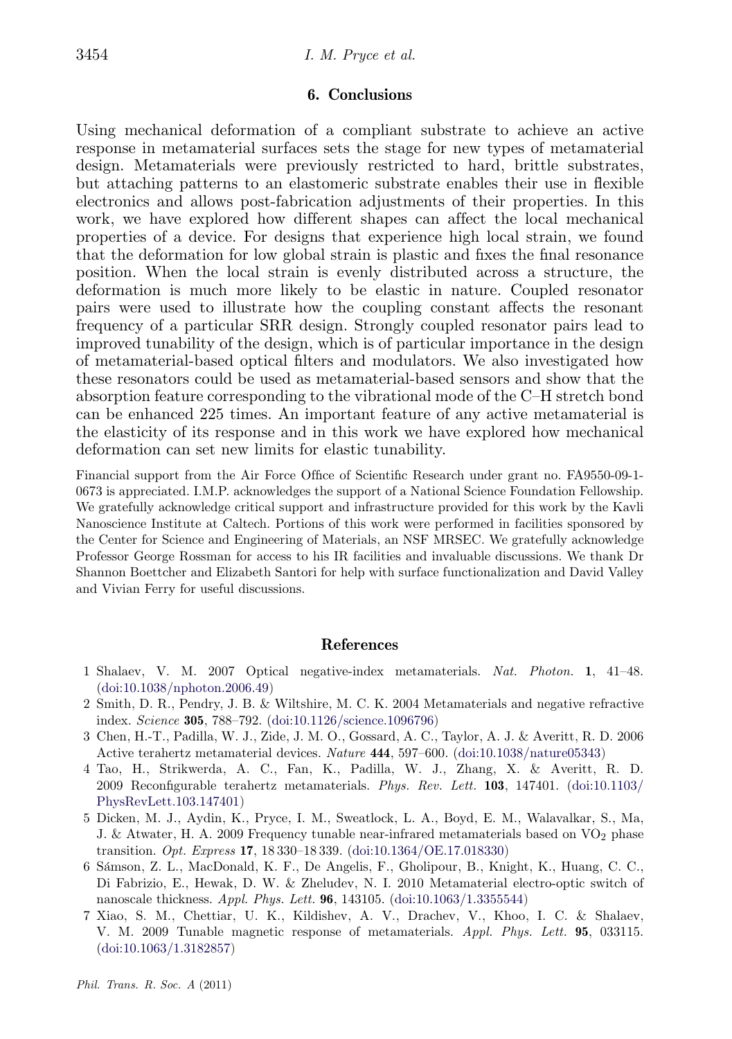## 6. Conclusions

Using mechanical deformation of a compliant substrate to achieve an active response in metamaterial surfaces sets the stage for new types of metamaterial design. Metamaterials were previously restricted to hard, brittle substrates, but attaching patterns to an elastomeric substrate enables their use in flexible electronics and allows post-fabrication adjustments of their properties. In this work, we have explored how different shapes can affect the local mechanical properties of a device. For designs that experience high local strain, we found that the deformation for low global strain is plastic and fixes the final resonance position. When the local strain is evenly distributed across a structure, the deformation is much more likely to be elastic in nature. Coupled resonator pairs were used to illustrate how the coupling constant affects the resonant frequency of a particular SRR design. Strongly coupled resonator pairs lead to improved tunability of the design, which is of particular importance in the design of metamaterial-based optical filters and modulators. We also investigated how these resonators could be used as metamaterial-based sensors and show that the absorption feature corresponding to the vibrational mode of the C–H stretch bond can be enhanced 225 times. An important feature of any active metamaterial is the elasticity of its response and in this work we have explored how mechanical deformation can set new limits for elastic tunability.

Financial support from the Air Force Office of Scientific Research under grant no. FA9550-09-1-0673 is appreciated. I.M.P. acknowledges the support of a National Science Foundation Fellowship. We gratefully acknowledge critical support and infrastructure provided for this work by the Kavli Nanoscience Institute at Caltech. Portions of this work were performed in facilities sponsored by the Center for Science and Engineering of Materials, an NSF MRSEC. We gratefully acknowledge Professor George Rossman for access to his IR facilities and invaluable discussions. We thank Dr Shannon Boettcher and Elizabeth Santori for help with surface functionalization and David Valley and Vivian Ferry for useful discussions.

## References

1 Shalaev, V. M. 2007 Optical negative-index metamaterials. *Nat. Photon.* **1**, 41–48. (doi:10.1038/nphoton.2006.49)

2 Smith, D. R., Pendry, J. B. & Wiltshire, M. C. K. 2004 Metamaterials and negative refractive index. *Science* **305**, 788–792. (doi:10.1126/science.1096796)

3 Chen, H.-T., Padilla, W. J., Zide, J. M. O., Gossard, A. C., Taylor, A. J. & Averitt, R. D. 2006 Active terahertz metamaterial devices. *Nature* **444**, 597–600. (doi:10.1038/nature05343)

4 Tao, H., Strikwerda, A. C., Fan, K., Padilla, W. J., Zhang, X. & Averitt, R. D. 2009 Reconfigurable terahertz metamaterials. *Phys. Rev. Lett.* **103**, 147401. (doi:10.1103/PhysRevLett.103.147401)

5 Dicken, M. J., Aydin, K., Pryce, I. M., Sweatlock, L. A., Boyd, E. M., Walavalkar, S., Ma, J. & Atwater, H. A. 2009 Frequency tunable near-infrared metamaterials based on $VO_2$ phase transition. *Opt. Express* **17**, 18 330–18 339. (doi:10.1364/OE.17.018330)

6 Sámson, Z. L., MacDonald, K. F., De Angelis, F., Gholipour, B., Knight, K., Huang, C. C., Di Fabrizio, E., Hewak, D. W. & Zheludev, N. I. 2010 Metamaterial electro-optic switch of nanoscale thickness. *Appl. Phys. Lett.* **96**, 143105. (doi:10.1063/1.3355544)

7 Xiao, S. M., Chettiar, U. K., Kildishev, A. V., Drachev, V., Khoo, I. C. & Shalaev, V. M. 2009 Tunable magnetic response of metamaterials. *Appl. Phys. Lett.* **95**, 033115. (doi:10.1063/1.3182857)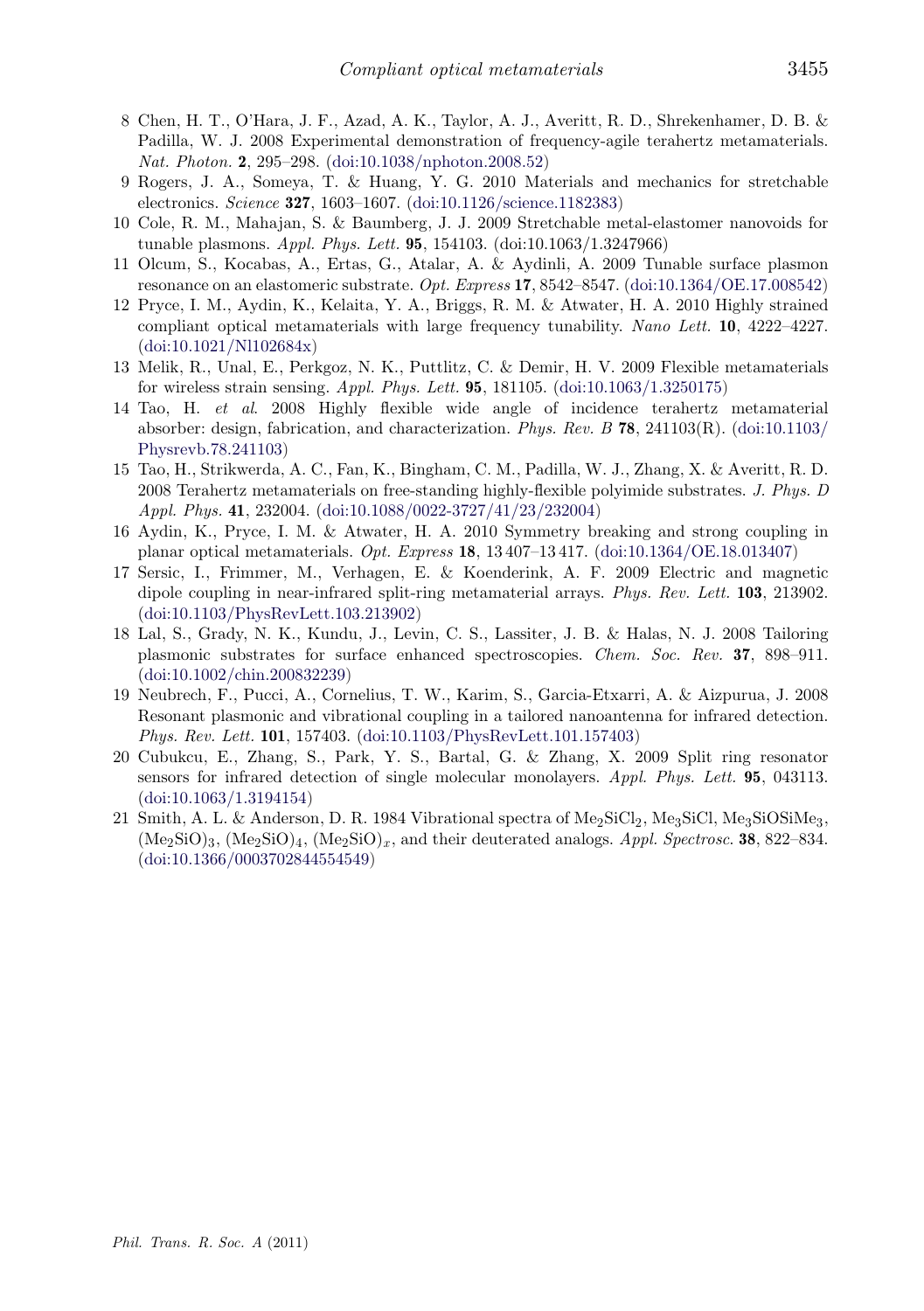8 Chen, H. T., O'Hara, J. F., Azad, A. K., Taylor, A. J., Averitt, R. D., Shrekenhamer, D. B. & Padilla, W. J. 2008 Experimental demonstration of frequency-agile terahertz metamaterials. *Nat. Photon.* **2**, 295–298. (doi:10.1038/nphoton.2008.52)

9 Rogers, J. A., Someya, T. & Huang, Y. G. 2010 Materials and mechanics for stretchable electronics. *Science* **327**, 1603–1607. (doi:10.1126/science.1182383)

10 Cole, R. M., Mahajan, S. & Baumberg, J. J. 2009 Stretchable metal-elastomer nanovoids for tunable plasmons. *Appl. Phys. Lett.* **95**, 154103. (doi:10.1063/1.3247966)

11 Olcum, S., Kocabas, A., Ertas, G., Atalar, A. & Aydinli, A. 2009 Tunable surface plasmon resonance on an elastomeric substrate. *Opt. Express* **17**, 8542–8547. (doi:10.1364/OE.17.008542)

12 Pryce, I. M., Aydin, K., Kelaita, Y. A., Briggs, R. M. & Atwater, H. A. 2010 Highly strained compliant optical metamaterials with large frequency tunability. *Nano Lett.* **10**, 4222–4227. (doi:10.1021/Nl102684x)

13 Melik, R., Unal, E., Perkgoz, N. K., Puttlitz, C. & Demir, H. V. 2009 Flexible metamaterials for wireless strain sensing. *Appl. Phys. Lett.* **95**, 181105. (doi:10.1063/1.3250175)

14 Tao, H. *et al.* 2008 Highly flexible wide angle of incidence terahertz metamaterial absorber: design, fabrication, and characterization. *Phys. Rev. B* **78**, 241103(R). (doi:10.1103/Physrevb.78.241103)

15 Tao, H., Strikwerda, A. C., Fan, K., Bingham, C. M., Padilla, W. J., Zhang, X. & Averitt, R. D. 2008 Terahertz metamaterials on free-standing highly-flexible polyimide substrates. *J. Phys. D Appl. Phys.* **41**, 232004. (doi:10.1088/0022-3727/41/23/232004)

16 Aydin, K., Pryce, I. M. & Atwater, H. A. 2010 Symmetry breaking and strong coupling in planar optical metamaterials. *Opt. Express* **18**, 13 407–13 417. (doi:10.1364/OE.18.013407)

17 Sersic, I., Frimmer, M., Verhagen, E. & Koenderink, A. F. 2009 Electric and magnetic dipole coupling in near-infrared split-ring metamaterial arrays. *Phys. Rev. Lett.* **103**, 213902. (doi:10.1103/PhysRevLett.103.213902)

18 Lal, S., Grady, N. K., Kundu, J., Levin, C. S., Lassiter, J. B. & Halas, N. J. 2008 Tailoring plasmonic substrates for surface enhanced spectroscopies. *Chem. Soc. Rev.* **37**, 898–911. (doi:10.1002/chin.200832239)

19 Neubrech, F., Pucci, A., Cornelius, T. W., Karim, S., Garcia-Etxarri, A. & Aizpurua, J. 2008 Resonant plasmonic and vibrational coupling in a tailored nanoantenna for infrared detection. *Phys. Rev. Lett.* **101**, 157403. (doi:10.1103/PhysRevLett.101.157403)

20 Cubukcu, E., Zhang, S., Park, Y. S., Bartal, G. & Zhang, X. 2009 Split ring resonator sensors for infrared detection of single molecular monolayers. *Appl. Phys. Lett.* **95**, 043113. (doi:10.1063/1.3194154)

21 Smith, A. L. & Anderson, D. R. 1984 Vibrational spectra of $Me_2SiCl_2$, $Me_3SiCl$, $Me_3SiOSiMe_3$, $(Me_2SiO)_3$, $(Me_2SiO)_4$, $(Me_2SiO)_x$, and their deuterated analogs. *Appl. Spectrosc.* **38**, 822–834. (doi:10.1366/0003702844554549)